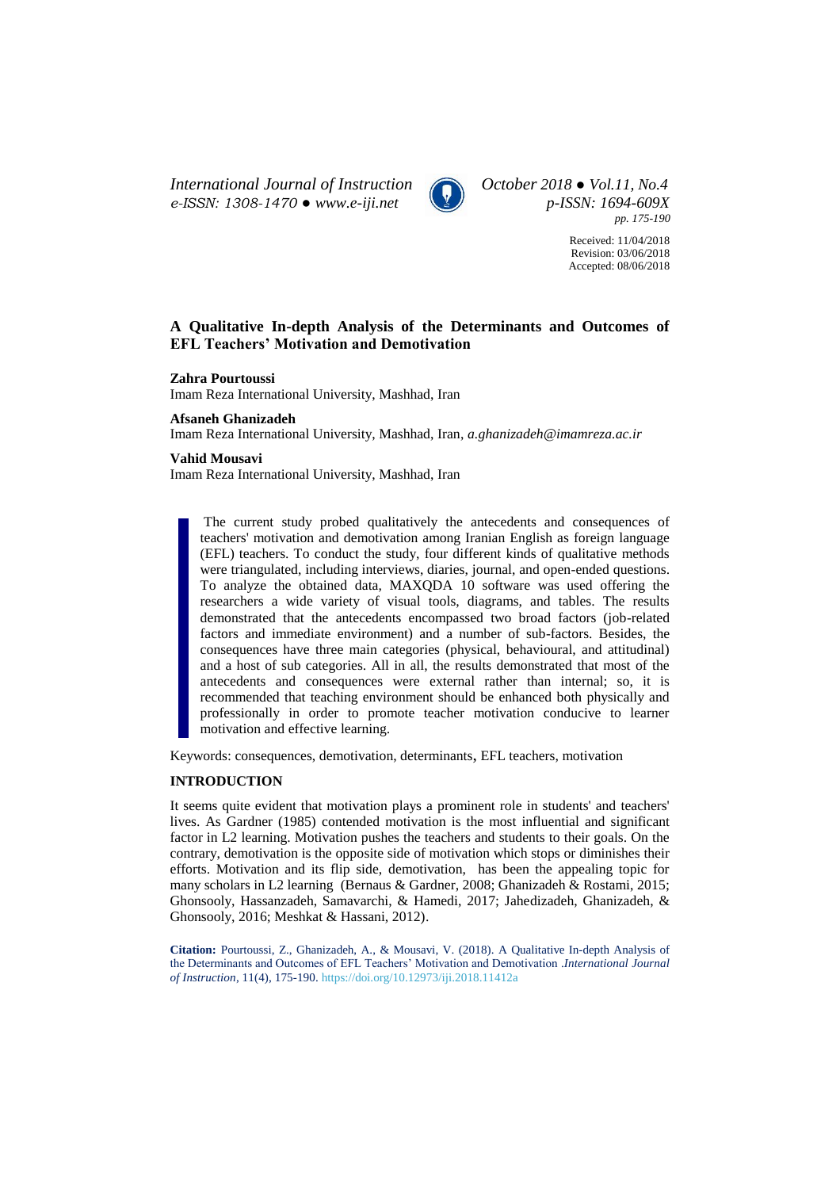# A Qualitative In-depth Analysis of the Determinants and Outcomes of EFL Teachers' Motivation and Demotivation

**Zahra Pourtoussi**
Imam Reza International University, Mashhad, Iran

**Afsaneh Ghanizadeh**
Imam Reza International University, Mashhad, Iran, *a.ghanizadeh@imamreza.ac.ir*

**Vahid Mousavi**
Imam Reza International University, Mashhad, Iran

The current study probed qualitatively the antecedents and consequences of teachers' motivation and demotivation among Iranian English as foreign language (EFL) teachers. To conduct the study, four different kinds of qualitative methods were triangulated, including interviews, diaries, journal, and open-ended questions. To analyze the obtained data, MAXQDA 10 software was used offering the researchers a wide variety of visual tools, diagrams, and tables. The results demonstrated that the antecedents encompassed two broad factors (job-related factors and immediate environment) and a number of sub-factors. Besides, the consequences have three main categories (physical, behavioural, and attitudinal) and a host of sub categories. All in all, the results demonstrated that most of the antecedents and consequences were external rather than internal; so, it is recommended that teaching environment should be enhanced both physically and professionally in order to promote teacher motivation conducive to learner motivation and effective learning.

Keywords: consequences, demotivation, determinants, EFL teachers, motivation

## INTRODUCTION

It seems quite evident that motivation plays a prominent role in students' and teachers' lives. As Gardner (1985) contended motivation is the most influential and significant factor in L2 learning. Motivation pushes the teachers and students to their goals. On the contrary, demotivation is the opposite side of motivation which stops or diminishes their efforts. Motivation and its flip side, demotivation, has been the appealing topic for many scholars in L2 learning (Bernaus & Gardner, 2008; Ghanizadeh & Rostami, 2015; Ghonsooly, Hassanzadeh, Samavarchi, & Hamedi, 2017; Jahedizadeh, Ghanizadeh, & Ghonsooly, 2016; Meshkat & Hassani, 2012).

**Citation:** Pourtoussi, Z., Ghanizadeh, A., & Mousavi, V. (2018). A Qualitative In-depth Analysis of the Determinants and Outcomes of EFL Teachers' Motivation and Demotivation .*International Journal of Instruction*, 11(4), 175-190. https://doi.org/10.12973/iji.2018.11412a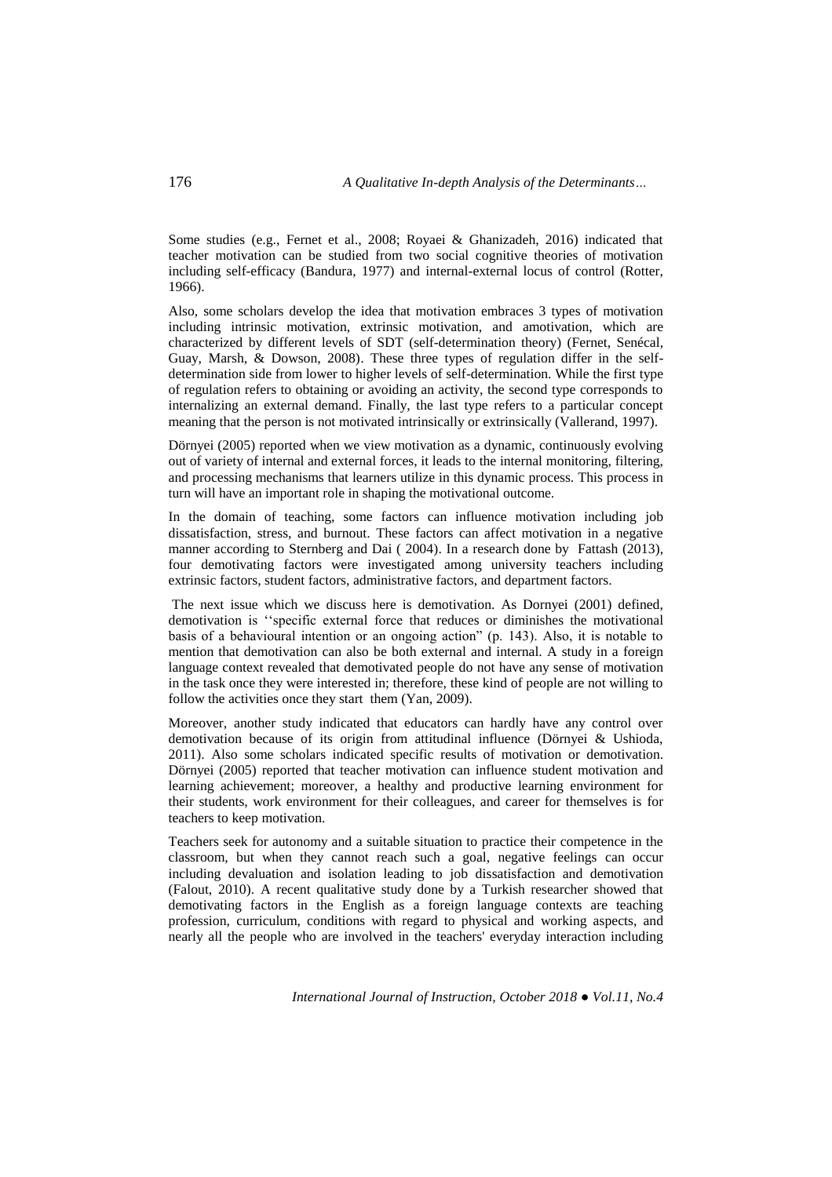Some studies (e.g., Fernet et al., 2008; Royaei & Ghanizadeh, 2016) indicated that teacher motivation can be studied from two social cognitive theories of motivation including self-efficacy (Bandura, 1977) and internal-external locus of control (Rotter, 1966).

Also, some scholars develop the idea that motivation embraces 3 types of motivation including intrinsic motivation, extrinsic motivation, and amotivation, which are characterized by different levels of SDT (self-determination theory) (Fernet, Senécal, Guay, Marsh, & Dowson, 2008). These three types of regulation differ in the self-determination side from lower to higher levels of self-determination. While the first type of regulation refers to obtaining or avoiding an activity, the second type corresponds to internalizing an external demand. Finally, the last type refers to a particular concept meaning that the person is not motivated intrinsically or extrinsically (Vallerand, 1997).

Dörnyei (2005) reported when we view motivation as a dynamic, continuously evolving out of variety of internal and external forces, it leads to the internal monitoring, filtering, and processing mechanisms that learners utilize in this dynamic process. This process in turn will have an important role in shaping the motivational outcome.

In the domain of teaching, some factors can influence motivation including job dissatisfaction, stress, and burnout. These factors can affect motivation in a negative manner according to Sternberg and Dai ( 2004). In a research done by Fattash (2013), four demotivating factors were investigated among university teachers including extrinsic factors, student factors, administrative factors, and department factors.

The next issue which we discuss here is demotivation. As Dornyei (2001) defined, demotivation is ''specific external force that reduces or diminishes the motivational basis of a behavioural intention or an ongoing action" (p. 143). Also, it is notable to mention that demotivation can also be both external and internal. A study in a foreign language context revealed that demotivated people do not have any sense of motivation in the task once they were interested in; therefore, these kind of people are not willing to follow the activities once they start them (Yan, 2009).

Moreover, another study indicated that educators can hardly have any control over demotivation because of its origin from attitudinal influence (Dörnyei & Ushioda, 2011). Also some scholars indicated specific results of motivation or demotivation. Dörnyei (2005) reported that teacher motivation can influence student motivation and learning achievement; moreover, a healthy and productive learning environment for their students, work environment for their colleagues, and career for themselves is for teachers to keep motivation.

Teachers seek for autonomy and a suitable situation to practice their competence in the classroom, but when they cannot reach such a goal, negative feelings can occur including devaluation and isolation leading to job dissatisfaction and demotivation (Falout, 2010). A recent qualitative study done by a Turkish researcher showed that demotivating factors in the English as a foreign language contexts are teaching profession, curriculum, conditions with regard to physical and working aspects, and nearly all the people who are involved in the teachers' everyday interaction including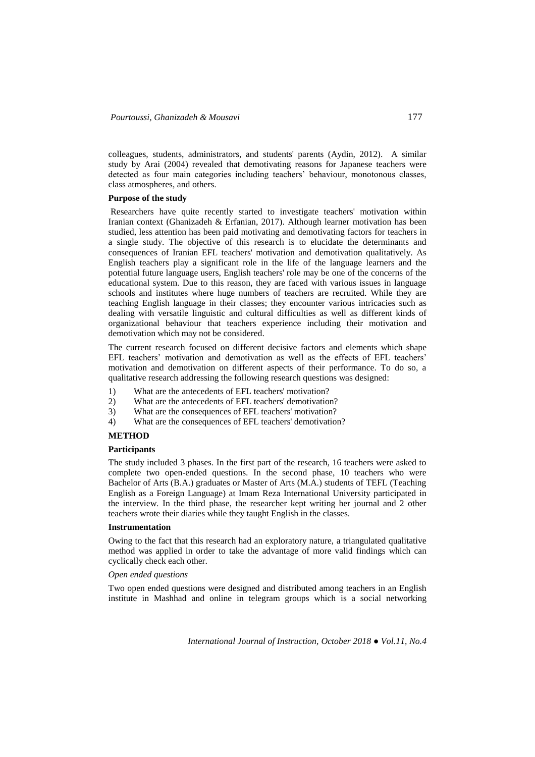colleagues, students, administrators, and students' parents (Aydin, 2012). A similar study by Arai (2004) revealed that demotivating reasons for Japanese teachers were detected as four main categories including teachers' behaviour, monotonous classes, class atmospheres, and others.

**Purpose of the study**

Researchers have quite recently started to investigate teachers' motivation within Iranian context (Ghanizadeh & Erfanian, 2017). Although learner motivation has been studied, less attention has been paid motivating and demotivating factors for teachers in a single study. The objective of this research is to elucidate the determinants and consequences of Iranian EFL teachers' motivation and demotivation qualitatively. As English teachers play a significant role in the life of the language learners and the potential future language users, English teachers' role may be one of the concerns of the educational system. Due to this reason, they are faced with various issues in language schools and institutes where huge numbers of teachers are recruited. While they are teaching English language in their classes; they encounter various intricacies such as dealing with versatile linguistic and cultural difficulties as well as different kinds of organizational behaviour that teachers experience including their motivation and demotivation which may not be considered.

The current research focused on different decisive factors and elements which shape EFL teachers' motivation and demotivation as well as the effects of EFL teachers' motivation and demotivation on different aspects of their performance. To do so, a qualitative research addressing the following research questions was designed:

1) What are the antecedents of EFL teachers' motivation?
2) What are the antecedents of EFL teachers' demotivation?
3) What are the consequences of EFL teachers' motivation?
4) What are the consequences of EFL teachers' demotivation?

## METHOD

**Participants**

The study included 3 phases. In the first part of the research, 16 teachers were asked to complete two open-ended questions. In the second phase, 10 teachers who were Bachelor of Arts (B.A.) graduates or Master of Arts (M.A.) students of TEFL (Teaching English as a Foreign Language) at Imam Reza International University participated in the interview. In the third phase, the researcher kept writing her journal and 2 other teachers wrote their diaries while they taught English in the classes.

**Instrumentation**

Owing to the fact that this research had an exploratory nature, a triangulated qualitative method was applied in order to take the advantage of more valid findings which can cyclically check each other.

*Open ended questions*

Two open ended questions were designed and distributed among teachers in an English institute in Mashhad and online in telegram groups which is a social networking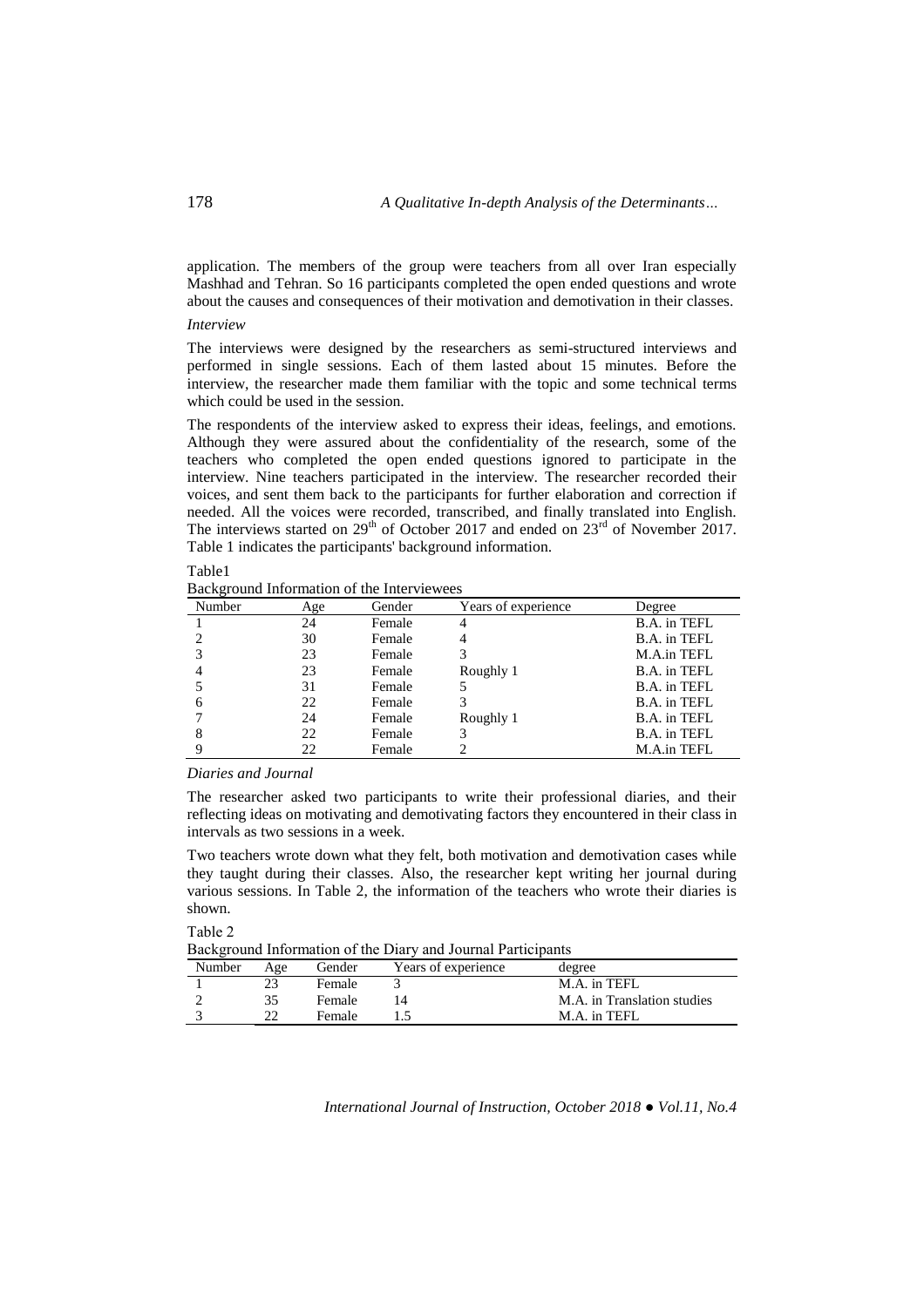application. The members of the group were teachers from all over Iran especially Mashhad and Tehran. So 16 participants completed the open ended questions and wrote about the causes and consequences of their motivation and demotivation in their classes.

*Interview*

The interviews were designed by the researchers as semi-structured interviews and performed in single sessions. Each of them lasted about 15 minutes. Before the interview, the researcher made them familiar with the topic and some technical terms which could be used in the session.

The respondents of the interview asked to express their ideas, feelings, and emotions. Although they were assured about the confidentiality of the research, some of the teachers who completed the open ended questions ignored to participate in the interview. Nine teachers participated in the interview. The researcher recorded their voices, and sent them back to the participants for further elaboration and correction if needed. All the voices were recorded, transcribed, and finally translated into English. The interviews started on 29th of October 2017 and ended on 23rd of November 2017. Table 1 indicates the participants' background information.

Table1

Background Information of the Interviewees

| Number | Age | Gender | Years of experience | Degree |
|---|---|---|---|---|
| 1 | 24 | Female | 4 | B.A. in TEFL |
| 2 | 30 | Female | 4 | B.A. in TEFL |
| 3 | 23 | Female | 3 | M.A.in TEFL |
| 4 | 23 | Female | Roughly 1 | B.A. in TEFL |
| 5 | 31 | Female | 5 | B.A. in TEFL |
| 6 | 22 | Female | 3 | B.A. in TEFL |
| 7 | 24 | Female | Roughly 1 | B.A. in TEFL |
| 8 | 22 | Female | 3 | B.A. in TEFL |
| 9 | 22 | Female | 2 | M.A.in TEFL |

*Diaries and Journal*

The researcher asked two participants to write their professional diaries, and their reflecting ideas on motivating and demotivating factors they encountered in their class in intervals as two sessions in a week.

Two teachers wrote down what they felt, both motivation and demotivation cases while they taught during their classes. Also, the researcher kept writing her journal during various sessions. In Table 2, the information of the teachers who wrote their diaries is shown.

Table 2

Background Information of the Diary and Journal Participants

| Number | Age | Gender | Years of experience | degree |
|---|---|---|---|---|
| 1 | 23 | Female | 3 | M.A. in TEFL |
| 2 | 35 | Female | 14 | M.A. in Translation studies |
| 3 | 22 | Female | 1.5 | M.A. in TEFL |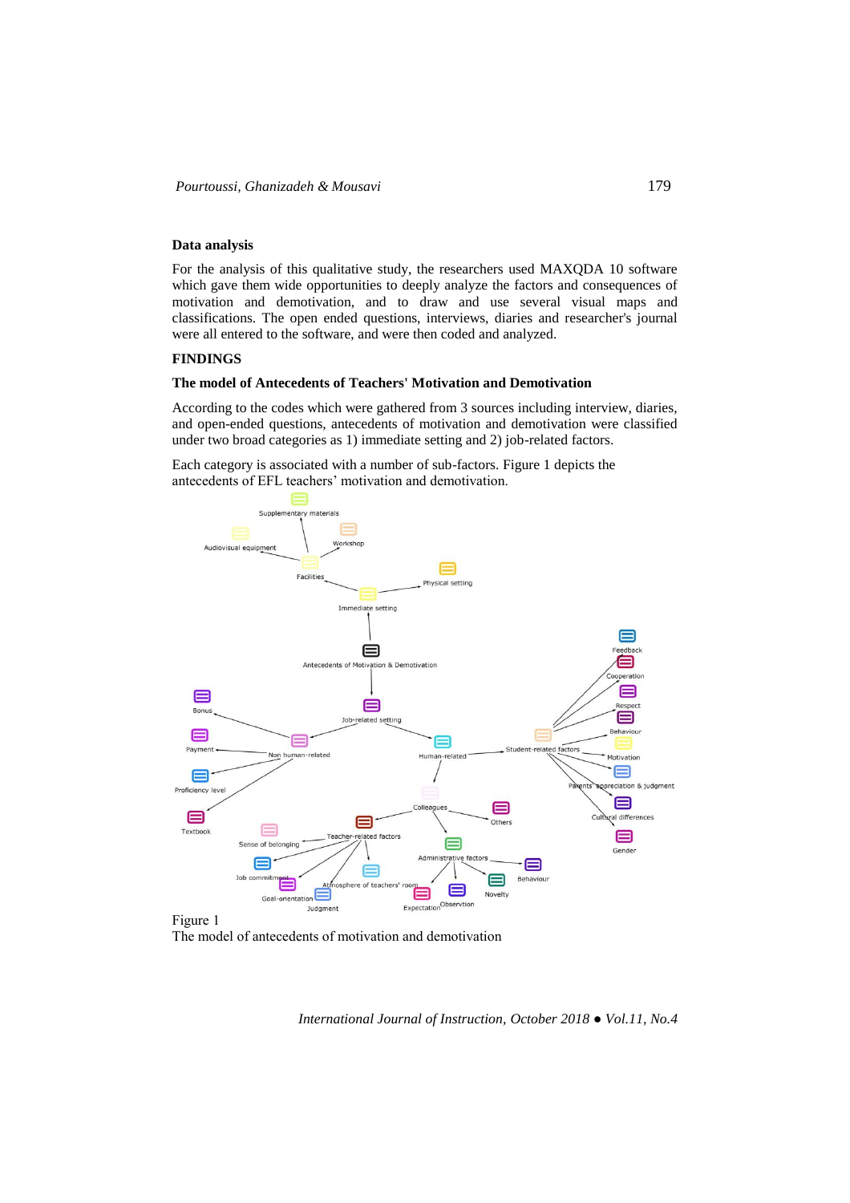## Data analysis

For the analysis of this qualitative study, the researchers used MAXQDA 10 software which gave them wide opportunities to deeply analyze the factors and consequences of motivation and demotivation, and to draw and use several visual maps and classifications. The open ended questions, interviews, diaries and researcher's journal were all entered to the software, and were then coded and analyzed.

# FINDINGS

## The model of Antecedents of Teachers' Motivation and Demotivation

According to the codes which were gathered from 3 sources including interview, diaries, and open-ended questions, antecedents of motivation and demotivation were classified under two broad categories as 1) immediate setting and 2) job-related factors.

Each category is associated with a number of sub-factors. Figure 1 depicts the antecedents of EFL teachers' motivation and demotivation.

Figure 1
The model of antecedents of motivation and demotivation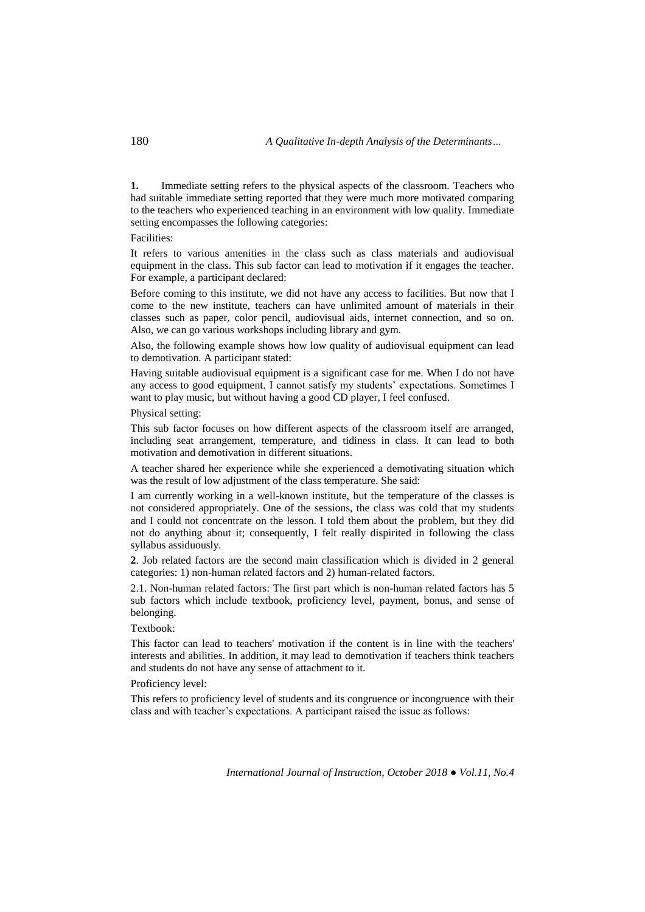**1.** Immediate setting refers to the physical aspects of the classroom. Teachers who had suitable immediate setting reported that they were much more motivated comparing to the teachers who experienced teaching in an environment with low quality. Immediate setting encompasses the following categories:

Facilities:

It refers to various amenities in the class such as class materials and audiovisual equipment in the class. This sub factor can lead to motivation if it engages the teacher. For example, a participant declared:

Before coming to this institute, we did not have any access to facilities. But now that I come to the new institute, teachers can have unlimited amount of materials in their classes such as paper, color pencil, audiovisual aids, internet connection, and so on. Also, we can go various workshops including library and gym.

Also, the following example shows how low quality of audiovisual equipment can lead to demotivation. A participant stated:

Having suitable audiovisual equipment is a significant case for me. When I do not have any access to good equipment, I cannot satisfy my students' expectations. Sometimes I want to play music, but without having a good CD player, I feel confused.

Physical setting:

This sub factor focuses on how different aspects of the classroom itself are arranged, including seat arrangement, temperature, and tidiness in class. It can lead to both motivation and demotivation in different situations.

A teacher shared her experience while she experienced a demotivating situation which was the result of low adjustment of the class temperature. She said:

I am currently working in a well-known institute, but the temperature of the classes is not considered appropriately. One of the sessions, the class was cold that my students and I could not concentrate on the lesson. I told them about the problem, but they did not do anything about it; consequently, I felt really dispirited in following the class syllabus assiduously.

**2**. Job related factors are the second main classification which is divided in 2 general categories: 1) non-human related factors and 2) human-related factors.

2.1. Non-human related factors: The first part which is non-human related factors has 5 sub factors which include textbook, proficiency level, payment, bonus, and sense of belonging.

Textbook:

This factor can lead to teachers' motivation if the content is in line with the teachers' interests and abilities. In addition, it may lead to demotivation if teachers think teachers and students do not have any sense of attachment to it.

Proficiency level:

This refers to proficiency level of students and its congruence or incongruence with their class and with teacher's expectations. A participant raised the issue as follows: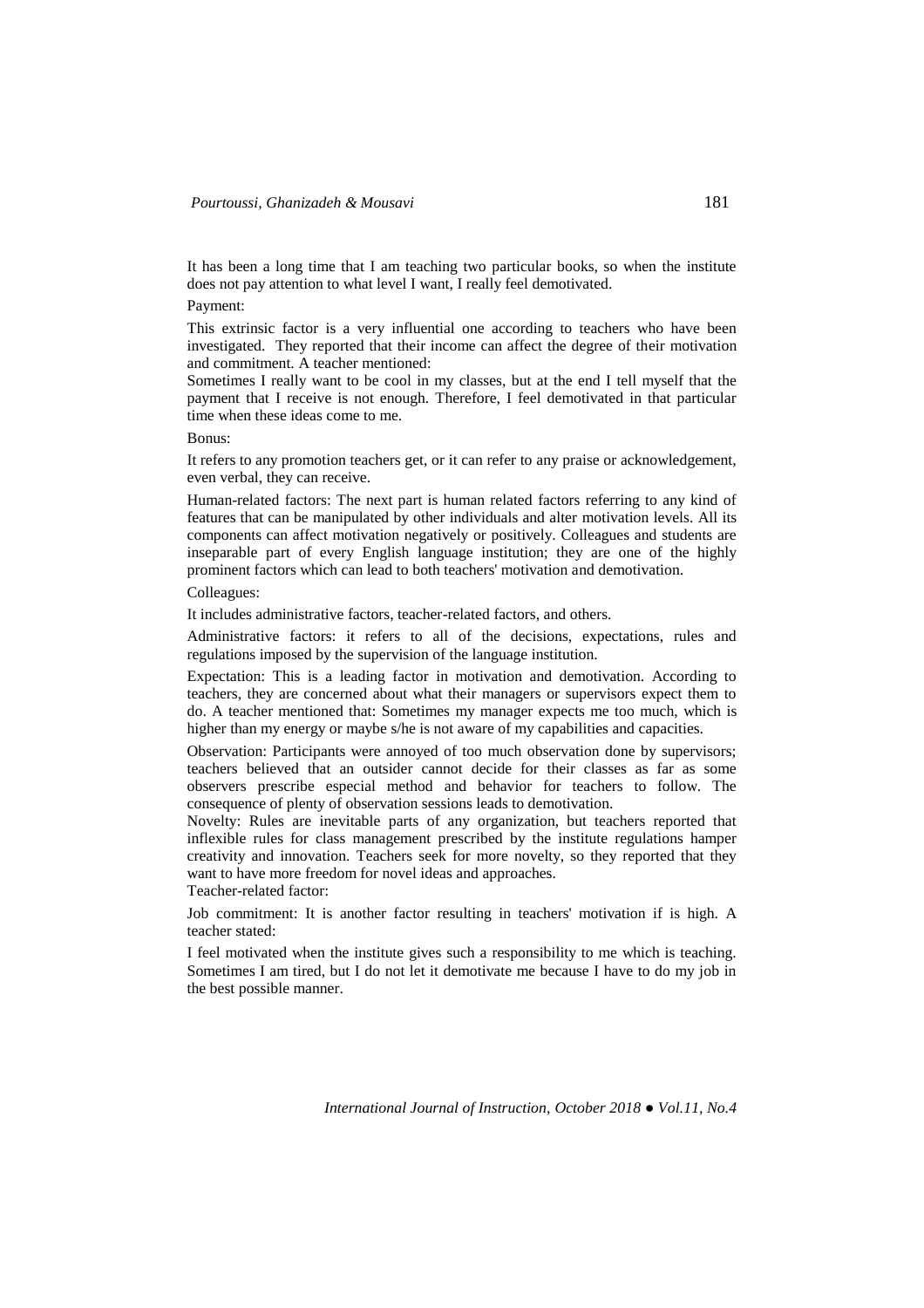It has been a long time that I am teaching two particular books, so when the institute does not pay attention to what level I want, I really feel demotivated.

Payment:

This extrinsic factor is a very influential one according to teachers who have been investigated. They reported that their income can affect the degree of their motivation and commitment. A teacher mentioned:

Sometimes I really want to be cool in my classes, but at the end I tell myself that the payment that I receive is not enough. Therefore, I feel demotivated in that particular time when these ideas come to me.

Bonus:

It refers to any promotion teachers get, or it can refer to any praise or acknowledgement, even verbal, they can receive.

Human-related factors: The next part is human related factors referring to any kind of features that can be manipulated by other individuals and alter motivation levels. All its components can affect motivation negatively or positively. Colleagues and students are inseparable part of every English language institution; they are one of the highly prominent factors which can lead to both teachers' motivation and demotivation.

Colleagues:

It includes administrative factors, teacher-related factors, and others.

Administrative factors: it refers to all of the decisions, expectations, rules and regulations imposed by the supervision of the language institution.

Expectation: This is a leading factor in motivation and demotivation. According to teachers, they are concerned about what their managers or supervisors expect them to do. A teacher mentioned that: Sometimes my manager expects me too much, which is higher than my energy or maybe s/he is not aware of my capabilities and capacities.

Observation: Participants were annoyed of too much observation done by supervisors; teachers believed that an outsider cannot decide for their classes as far as some observers prescribe especial method and behavior for teachers to follow. The consequence of plenty of observation sessions leads to demotivation.

Novelty: Rules are inevitable parts of any organization, but teachers reported that inflexible rules for class management prescribed by the institute regulations hamper creativity and innovation. Teachers seek for more novelty, so they reported that they want to have more freedom for novel ideas and approaches.

Teacher-related factor:

Job commitment: It is another factor resulting in teachers' motivation if is high. A teacher stated:

I feel motivated when the institute gives such a responsibility to me which is teaching. Sometimes I am tired, but I do not let it demotivate me because I have to do my job in the best possible manner.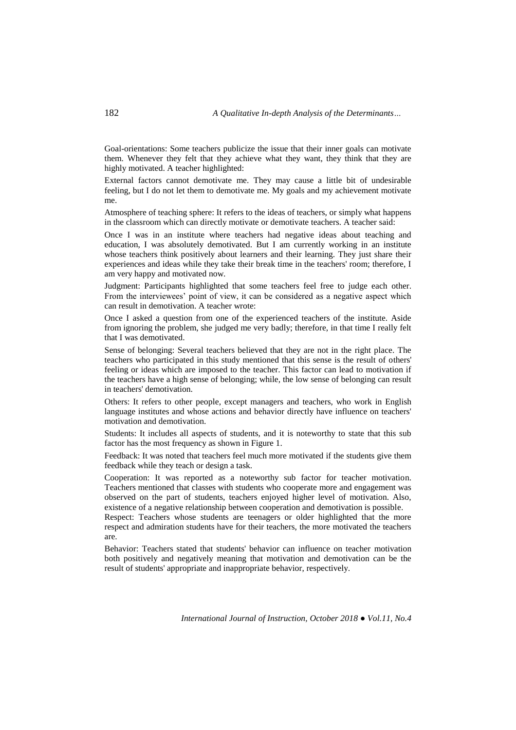Goal-orientations: Some teachers publicize the issue that their inner goals can motivate them. Whenever they felt that they achieve what they want, they think that they are highly motivated. A teacher highlighted:

External factors cannot demotivate me. They may cause a little bit of undesirable feeling, but I do not let them to demotivate me. My goals and my achievement motivate me.

Atmosphere of teaching sphere: It refers to the ideas of teachers, or simply what happens in the classroom which can directly motivate or demotivate teachers. A teacher said:

Once I was in an institute where teachers had negative ideas about teaching and education, I was absolutely demotivated. But I am currently working in an institute whose teachers think positively about learners and their learning. They just share their experiences and ideas while they take their break time in the teachers' room; therefore, I am very happy and motivated now.

Judgment: Participants highlighted that some teachers feel free to judge each other. From the interviewees' point of view, it can be considered as a negative aspect which can result in demotivation. A teacher wrote:

Once I asked a question from one of the experienced teachers of the institute. Aside from ignoring the problem, she judged me very badly; therefore, in that time I really felt that I was demotivated.

Sense of belonging: Several teachers believed that they are not in the right place. The teachers who participated in this study mentioned that this sense is the result of others' feeling or ideas which are imposed to the teacher. This factor can lead to motivation if the teachers have a high sense of belonging; while, the low sense of belonging can result in teachers' demotivation.

Others: It refers to other people, except managers and teachers, who work in English language institutes and whose actions and behavior directly have influence on teachers' motivation and demotivation.

Students: It includes all aspects of students, and it is noteworthy to state that this sub factor has the most frequency as shown in Figure 1.

Feedback: It was noted that teachers feel much more motivated if the students give them feedback while they teach or design a task.

Cooperation: It was reported as a noteworthy sub factor for teacher motivation. Teachers mentioned that classes with students who cooperate more and engagement was observed on the part of students, teachers enjoyed higher level of motivation. Also, existence of a negative relationship between cooperation and demotivation is possible.

Respect: Teachers whose students are teenagers or older highlighted that the more respect and admiration students have for their teachers, the more motivated the teachers are.

Behavior: Teachers stated that students' behavior can influence on teacher motivation both positively and negatively meaning that motivation and demotivation can be the result of students' appropriate and inappropriate behavior, respectively.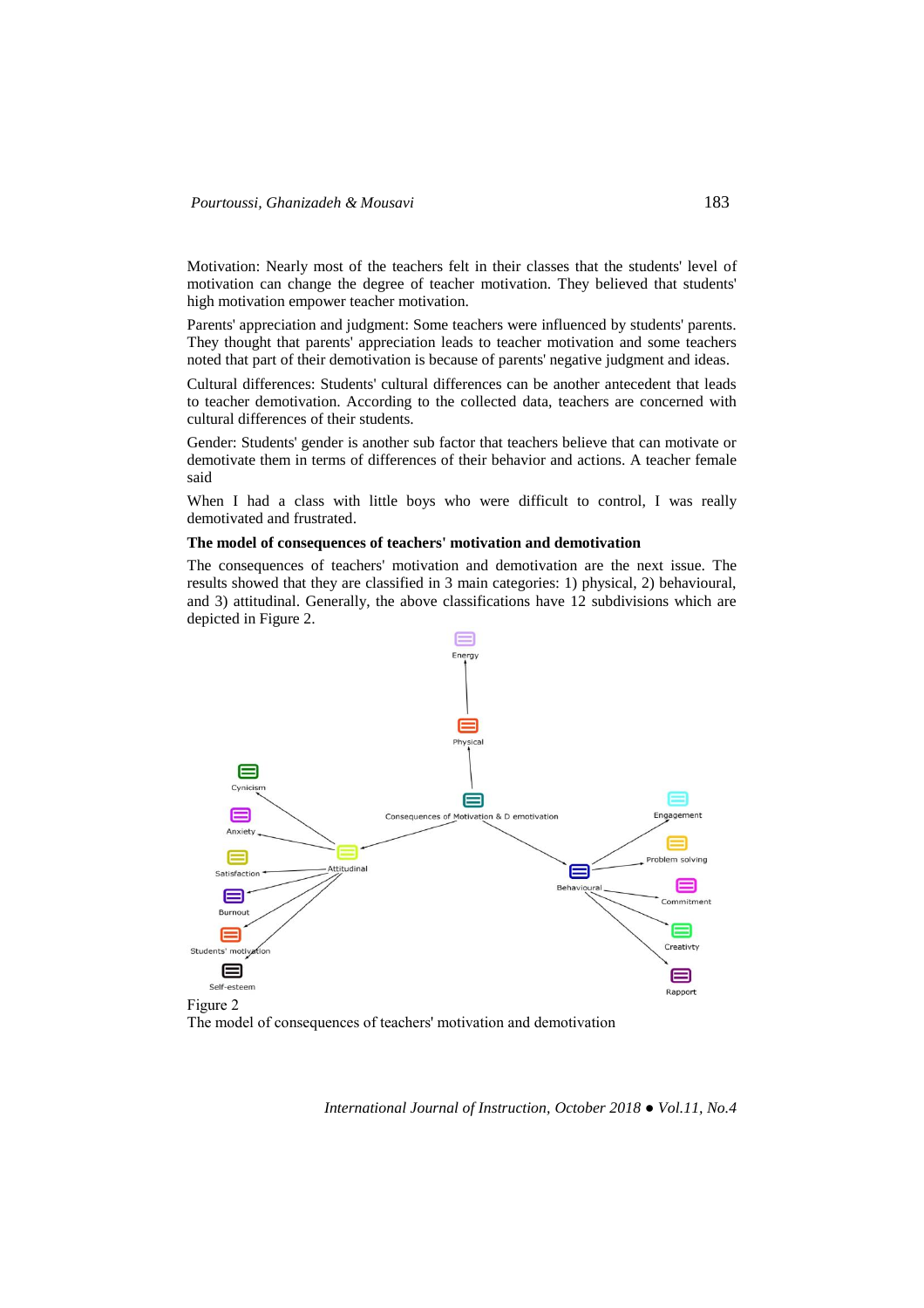Motivation: Nearly most of the teachers felt in their classes that the students' level of motivation can change the degree of teacher motivation. They believed that students' high motivation empower teacher motivation.

Parents' appreciation and judgment: Some teachers were influenced by students' parents. They thought that parents' appreciation leads to teacher motivation and some teachers noted that part of their demotivation is because of parents' negative judgment and ideas.

Cultural differences: Students' cultural differences can be another antecedent that leads to teacher demotivation. According to the collected data, teachers are concerned with cultural differences of their students.

Gender: Students' gender is another sub factor that teachers believe that can motivate or demotivate them in terms of differences of their behavior and actions. A teacher female said

When I had a class with little boys who were difficult to control, I was really demotivated and frustrated.

**The model of consequences of teachers' motivation and demotivation**

The consequences of teachers' motivation and demotivation are the next issue. The results showed that they are classified in 3 main categories: 1) physical, 2) behavioural, and 3) attitudinal. Generally, the above classifications have 12 subdivisions which are depicted in Figure 2.

Figure 2
The model of consequences of teachers' motivation and demotivation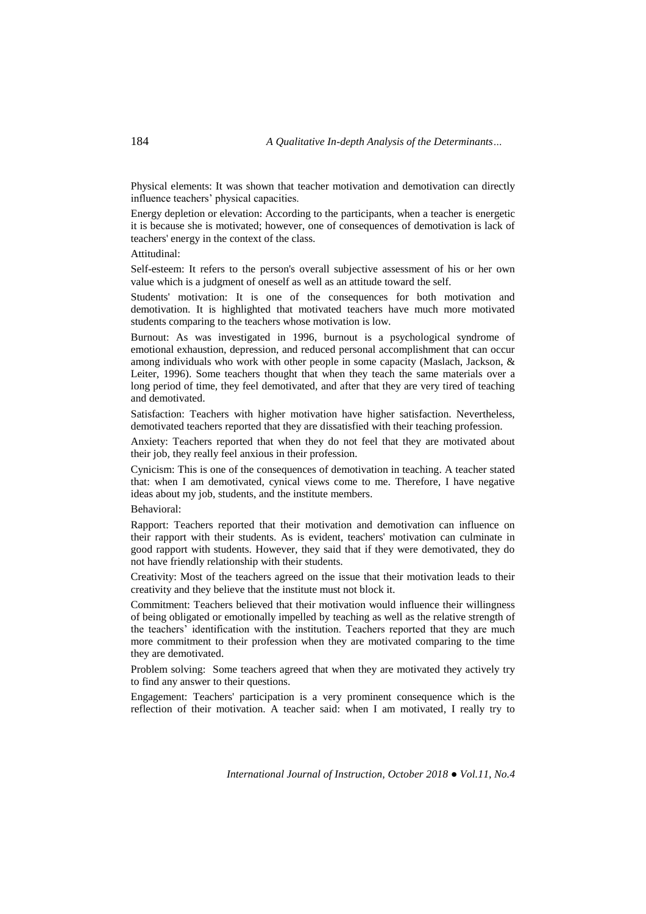Physical elements: It was shown that teacher motivation and demotivation can directly influence teachers' physical capacities.

Energy depletion or elevation: According to the participants, when a teacher is energetic it is because she is motivated; however, one of consequences of demotivation is lack of teachers' energy in the context of the class.

Attitudinal:

Self-esteem: It refers to the person's overall subjective assessment of his or her own value which is a judgment of oneself as well as an attitude toward the self.

Students' motivation: It is one of the consequences for both motivation and demotivation. It is highlighted that motivated teachers have much more motivated students comparing to the teachers whose motivation is low.

Burnout: As was investigated in 1996, burnout is a psychological syndrome of emotional exhaustion, depression, and reduced personal accomplishment that can occur among individuals who work with other people in some capacity (Maslach, Jackson, & Leiter, 1996). Some teachers thought that when they teach the same materials over a long period of time, they feel demotivated, and after that they are very tired of teaching and demotivated.

Satisfaction: Teachers with higher motivation have higher satisfaction. Nevertheless, demotivated teachers reported that they are dissatisfied with their teaching profession.

Anxiety: Teachers reported that when they do not feel that they are motivated about their job, they really feel anxious in their profession.

Cynicism: This is one of the consequences of demotivation in teaching. A teacher stated that: when I am demotivated, cynical views come to me. Therefore, I have negative ideas about my job, students, and the institute members.

Behavioral:

Rapport: Teachers reported that their motivation and demotivation can influence on their rapport with their students. As is evident, teachers' motivation can culminate in good rapport with students. However, they said that if they were demotivated, they do not have friendly relationship with their students.

Creativity: Most of the teachers agreed on the issue that their motivation leads to their creativity and they believe that the institute must not block it.

Commitment: Teachers believed that their motivation would influence their willingness of being obligated or emotionally impelled by teaching as well as the relative strength of the teachers' identification with the institution. Teachers reported that they are much more commitment to their profession when they are motivated comparing to the time they are demotivated.

Problem solving: Some teachers agreed that when they are motivated they actively try to find any answer to their questions.

Engagement: Teachers' participation is a very prominent consequence which is the reflection of their motivation. A teacher said: when I am motivated, I really try to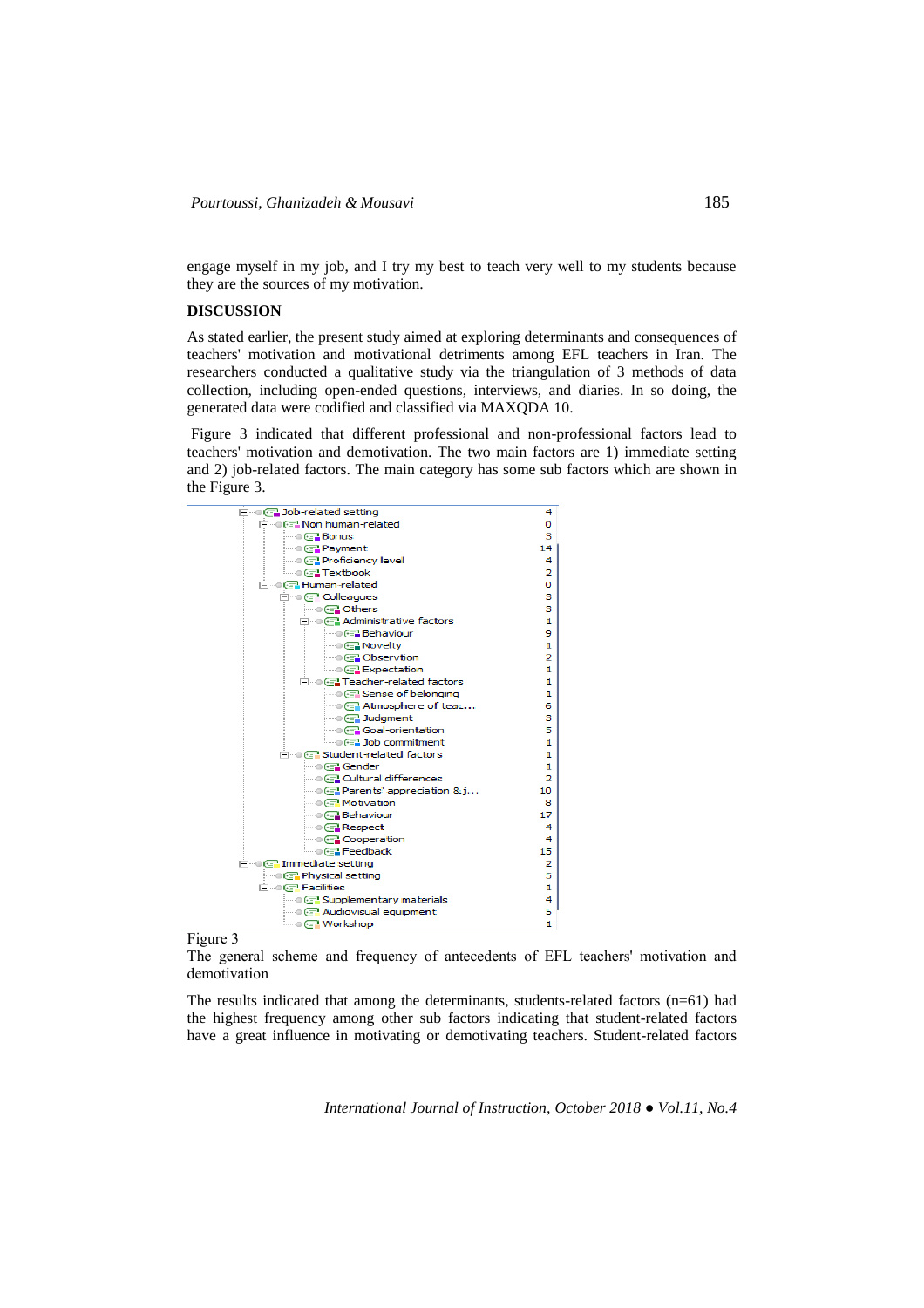engage myself in my job, and I try my best to teach very well to my students because they are the sources of my motivation.

## DISCUSSION

As stated earlier, the present study aimed at exploring determinants and consequences of teachers' motivation and motivational detriments among EFL teachers in Iran. The researchers conducted a qualitative study via the triangulation of 3 methods of data collection, including open-ended questions, interviews, and diaries. In so doing, the generated data were codified and classified via MAXQDA 10.

Figure 3 indicated that different professional and non-professional factors lead to teachers' motivation and demotivation. The two main factors are 1) immediate setting and 2) job-related factors. The main category has some sub factors which are shown in the Figure 3.

- Job-related setting — 4
  - Non human-related — 0
    - Bonus — 3
    - Payment — 14
    - Proficiency level — 4
    - Textbook — 2
  - Human-related — 0
    - Colleagues — 3
      - Others — 3
      - Administrative factors — 1
        - Behaviour — 9
        - Novelty — 1
        - Observtion — 2
        - Expectation — 1
      - Teacher-related factors — 1
        - Sense of belonging — 1
        - Atmosphere of teac... — 6
        - Judgment — 3
        - Goal-orientation — 5
        - Job commitment — 1
    - Student-related factors — 1
      - Gender — 1
      - Cultural differences — 2
      - Parents' appreciation & j... — 10
      - Motivation — 8
      - Behaviour — 17
      - Respect — 4
      - Cooperation — 4
      - Feedback — 15
- Immediate setting — 2
  - Physical setting — 5
  - Facilities — 1
    - Supplementary materials — 4
    - Audiovisual equipment — 5
    - Workshop — 1

Figure 3
The general scheme and frequency of antecedents of EFL teachers' motivation and demotivation

The results indicated that among the determinants, students-related factors (n=61) had the highest frequency among other sub factors indicating that student-related factors have a great influence in motivating or demotivating teachers. Student-related factors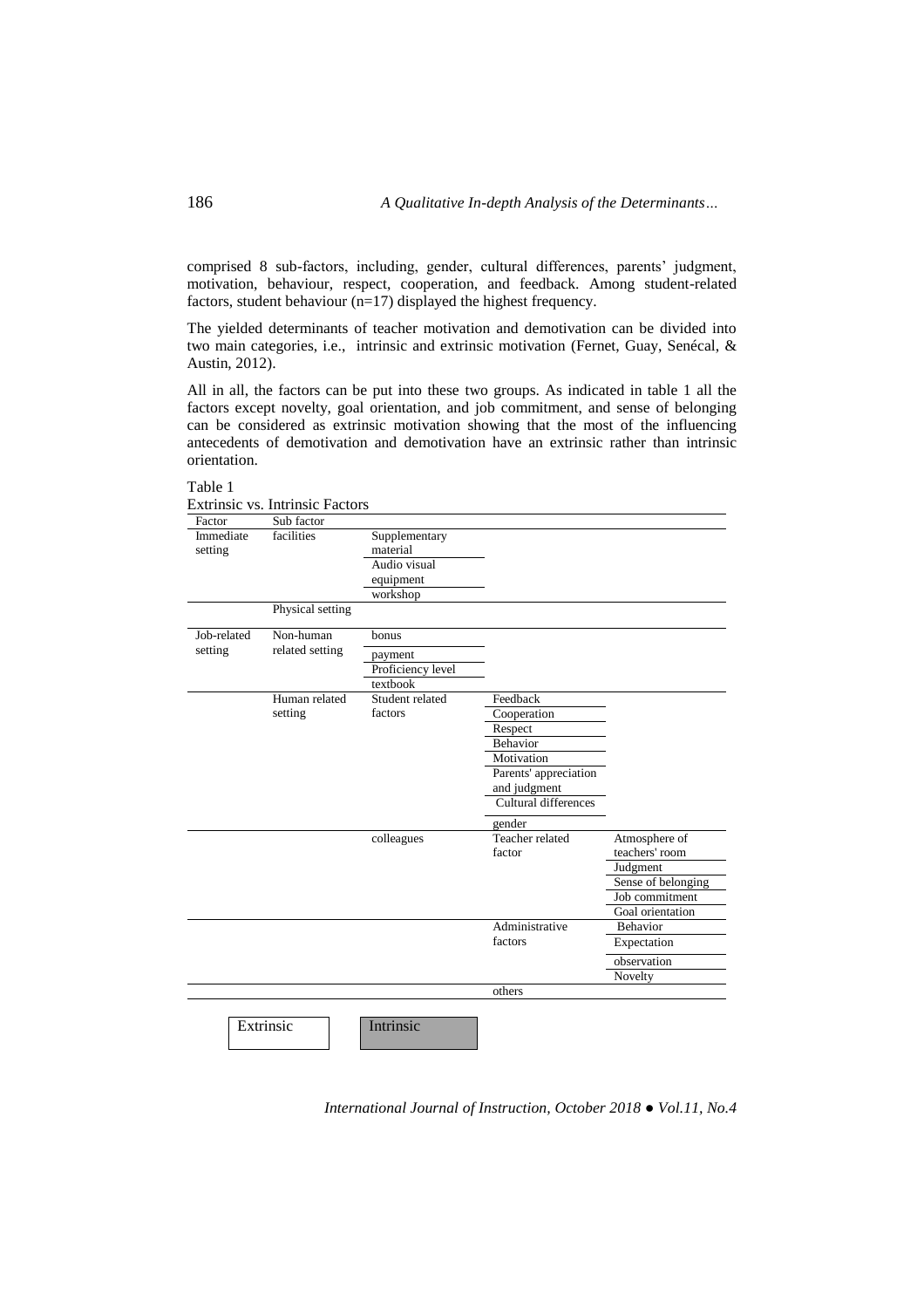comprised 8 sub-factors, including, gender, cultural differences, parents' judgment, motivation, behaviour, respect, cooperation, and feedback. Among student-related factors, student behaviour (n=17) displayed the highest frequency.

The yielded determinants of teacher motivation and demotivation can be divided into two main categories, i.e., intrinsic and extrinsic motivation (Fernet, Guay, Senécal, & Austin, 2012).

All in all, the factors can be put into these two groups. As indicated in table 1 all the factors except novelty, goal orientation, and job commitment, and sense of belonging can be considered as extrinsic motivation showing that the most of the influencing antecedents of demotivation and demotivation have an extrinsic rather than intrinsic orientation.

Table 1

Extrinsic vs. Intrinsic Factors

| Factor | Sub factor | | | |
|---|---|---|---|---|
| Immediate setting | facilities | Supplementary material | | |
| | | Audio visual equipment | | |
| | | workshop | | |
| | Physical setting | | | |
| Job-related setting | Non-human related setting | bonus | | |
| | | payment | | |
| | | Proficiency level | | |
| | | textbook | | |
| | Human related setting | Student related factors | Feedback | |
| | | | Cooperation | |
| | | | Respect | |
| | | | Behavior | |
| | | | Motivation | |
| | | | Parents' appreciation and judgment | |
| | | | Cultural differences | |
| | | | gender | |
| | | colleagues | Teacher related factor | Atmosphere of teachers' room |
| | | | | Judgment |
| | | | | Sense of belonging |
| | | | | Job commitment |
| | | | | Goal orientation |
| | | | Administrative factors | Behavior |
| | | | | Expectation |
| | | | | observation |
| | | | | Novelty |
| | | | others | |

Extrinsic | Intrinsic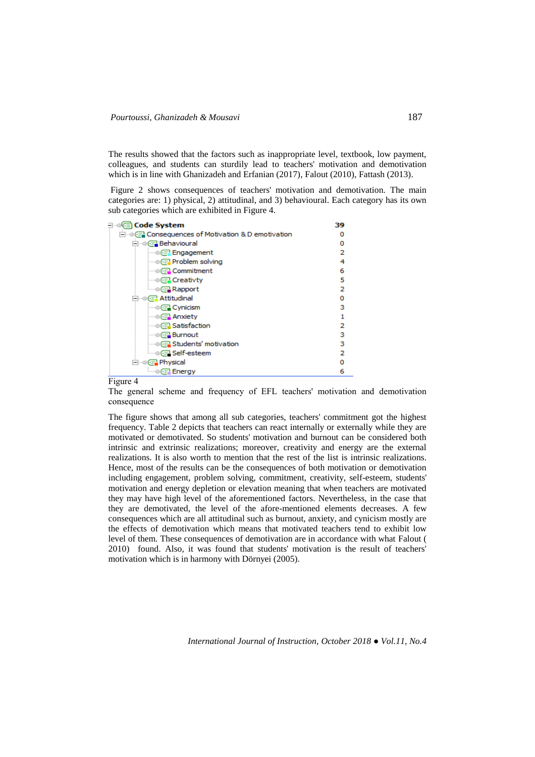The results showed that the factors such as inappropriate level, textbook, low payment, colleagues, and students can sturdily lead to teachers' motivation and demotivation which is in line with Ghanizadeh and Erfanian (2017), Falout (2010), Fattash (2013).

Figure 2 shows consequences of teachers' motivation and demotivation. The main categories are: 1) physical, 2) attitudinal, and 3) behavioural. Each category has its own sub categories which are exhibited in Figure 4.

| Code System | 39 |
|---|---|
| Consequences of Motivation & D emotivation | 0 |
| Behavioural | 0 |
| Engagement | 2 |
| Problem solving | 4 |
| Commitment | 6 |
| Creativty | 5 |
| Rapport | 2 |
| Attitudinal | 0 |
| Cynicism | 3 |
| Anxiety | 1 |
| Satisfaction | 2 |
| Burnout | 3 |
| Students' motivation | 3 |
| Self-esteem | 2 |
| Physical | 0 |
| Energy | 6 |

Figure 4
The general scheme and frequency of EFL teachers' motivation and demotivation consequence

The figure shows that among all sub categories, teachers' commitment got the highest frequency. Table 2 depicts that teachers can react internally or externally while they are motivated or demotivated. So students' motivation and burnout can be considered both intrinsic and extrinsic realizations; moreover, creativity and energy are the external realizations. It is also worth to mention that the rest of the list is intrinsic realizations. Hence, most of the results can be the consequences of both motivation or demotivation including engagement, problem solving, commitment, creativity, self-esteem, students' motivation and energy depletion or elevation meaning that when teachers are motivated they may have high level of the aforementioned factors. Nevertheless, in the case that they are demotivated, the level of the afore-mentioned elements decreases. A few consequences which are all attitudinal such as burnout, anxiety, and cynicism mostly are the effects of demotivation which means that motivated teachers tend to exhibit low level of them. These consequences of demotivation are in accordance with what Falout ( 2010) found. Also, it was found that students' motivation is the result of teachers' motivation which is in harmony with Dörnyei (2005).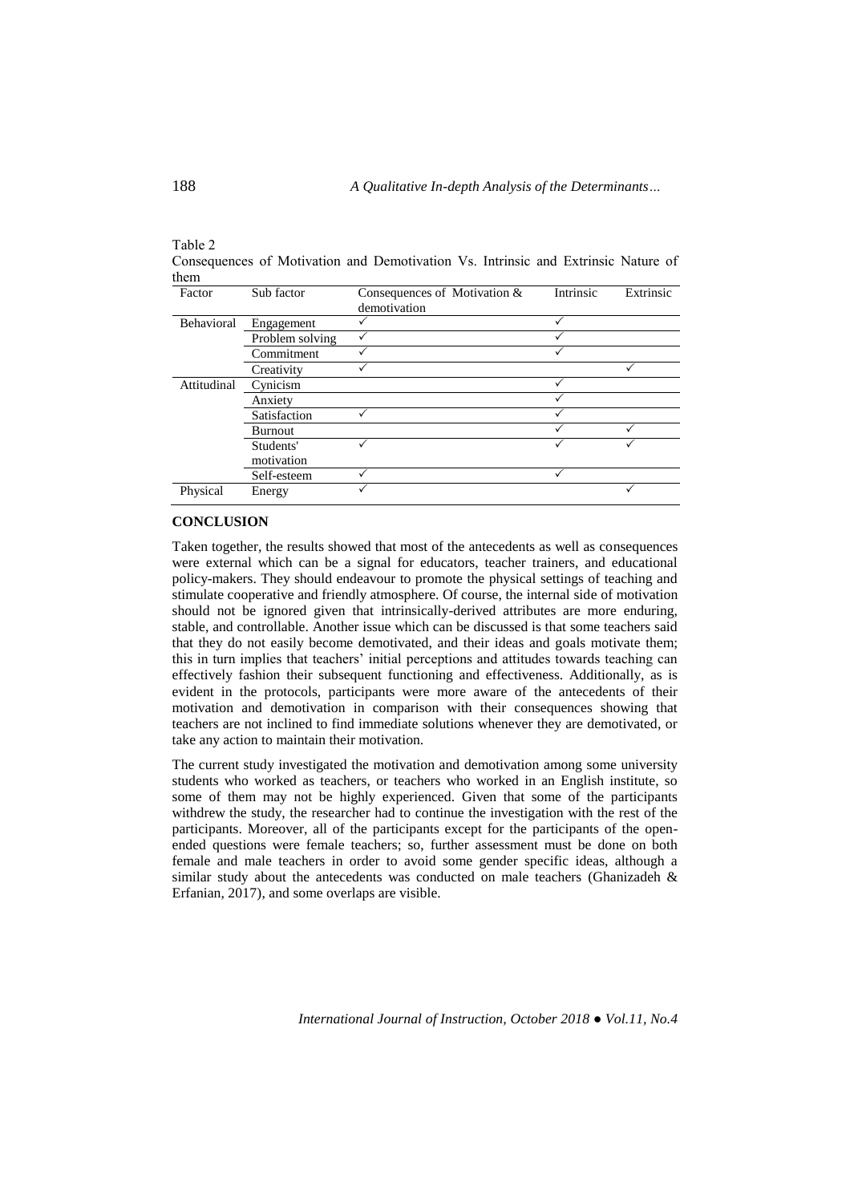Table 2
Consequences of Motivation and Demotivation Vs. Intrinsic and Extrinsic Nature of them

| Factor | Sub factor | Consequences of Motivation & demotivation | Intrinsic | Extrinsic |
|---|---|---|---|---|
| Behavioral | Engagement | ✓ | ✓ | |
| | Problem solving | ✓ | ✓ | |
| | Commitment | ✓ | ✓ | |
| | Creativity | ✓ | | ✓ |
| Attitudinal | Cynicism | | ✓ | |
| | Anxiety | | ✓ | |
| | Satisfaction | ✓ | ✓ | |
| | Burnout | | ✓ | ✓ |
| | Students' motivation | ✓ | ✓ | ✓ |
| | Self-esteem | ✓ | ✓ | |
| Physical | Energy | ✓ | | ✓ |

## CONCLUSION

Taken together, the results showed that most of the antecedents as well as consequences were external which can be a signal for educators, teacher trainers, and educational policy-makers. They should endeavour to promote the physical settings of teaching and stimulate cooperative and friendly atmosphere. Of course, the internal side of motivation should not be ignored given that intrinsically-derived attributes are more enduring, stable, and controllable. Another issue which can be discussed is that some teachers said that they do not easily become demotivated, and their ideas and goals motivate them; this in turn implies that teachers' initial perceptions and attitudes towards teaching can effectively fashion their subsequent functioning and effectiveness. Additionally, as is evident in the protocols, participants were more aware of the antecedents of their motivation and demotivation in comparison with their consequences showing that teachers are not inclined to find immediate solutions whenever they are demotivated, or take any action to maintain their motivation.

The current study investigated the motivation and demotivation among some university students who worked as teachers, or teachers who worked in an English institute, so some of them may not be highly experienced. Given that some of the participants withdrew the study, the researcher had to continue the investigation with the rest of the participants. Moreover, all of the participants except for the participants of the open-ended questions were female teachers; so, further assessment must be done on both female and male teachers in order to avoid some gender specific ideas, although a similar study about the antecedents was conducted on male teachers (Ghanizadeh & Erfanian, 2017), and some overlaps are visible.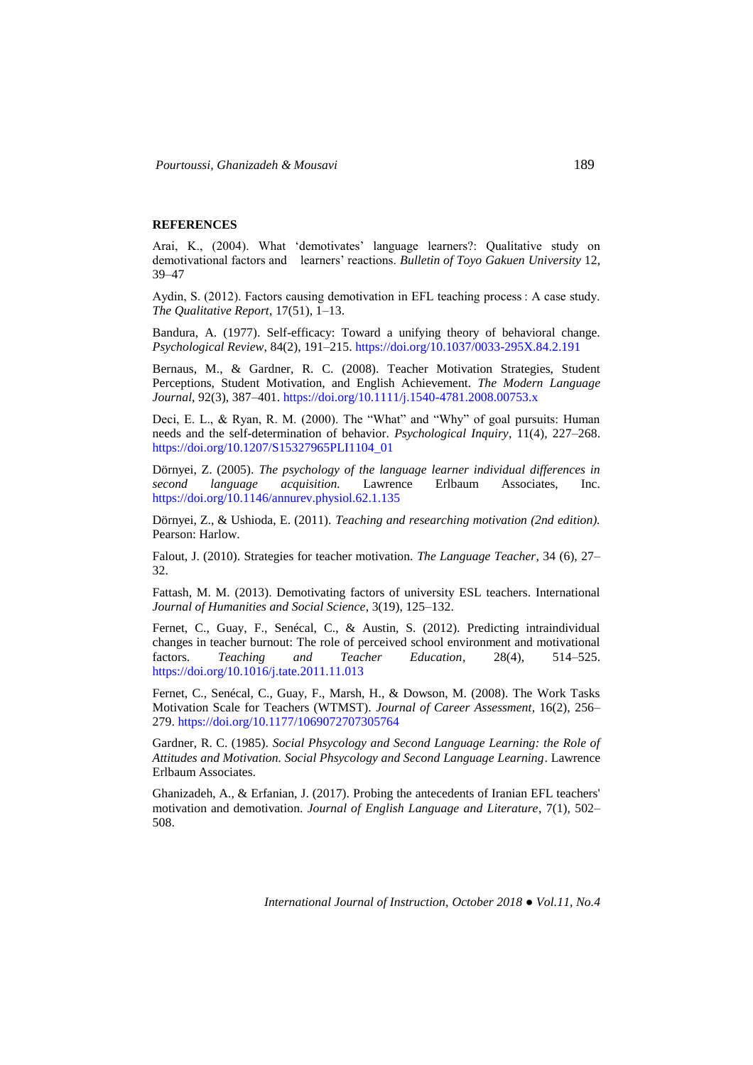**REFERENCES**

Arai, K., (2004). What 'demotivates' language learners?: Qualitative study on demotivational factors and learners' reactions. *Bulletin of Toyo Gakuen University* 12, 39–47

Aydin, S. (2012). Factors causing demotivation in EFL teaching process : A case study. *The Qualitative Report*, 17(51), 1–13.

Bandura, A. (1977). Self-efficacy: Toward a unifying theory of behavioral change. *Psychological Review*, 84(2), 191–215. https://doi.org/10.1037/0033-295X.84.2.191

Bernaus, M., & Gardner, R. C. (2008). Teacher Motivation Strategies, Student Perceptions, Student Motivation, and English Achievement. *The Modern Language Journal*, 92(3), 387–401. https://doi.org/10.1111/j.1540-4781.2008.00753.x

Deci, E. L., & Ryan, R. M. (2000). The "What" and "Why" of goal pursuits: Human needs and the self-determination of behavior. *Psychological Inquiry*, 11(4), 227–268. https://doi.org/10.1207/S15327965PLI1104_01

Dörnyei, Z. (2005). *The psychology of the language learner individual differences in second language acquisition.* Lawrence Erlbaum Associates, Inc. https://doi.org/10.1146/annurev.physiol.62.1.135

Dörnyei, Z., & Ushioda, E. (2011). *Teaching and researching motivation (2nd edition).* Pearson: Harlow.

Falout, J. (2010). Strategies for teacher motivation. *The Language Teacher*, 34 (6), 27–32.

Fattash, M. M. (2013). Demotivating factors of university ESL teachers. International *Journal of Humanities and Social Science*, 3(19), 125–132.

Fernet, C., Guay, F., Senécal, C., & Austin, S. (2012). Predicting intraindividual changes in teacher burnout: The role of perceived school environment and motivational factors. *Teaching and Teacher Education*, 28(4), 514–525. https://doi.org/10.1016/j.tate.2011.11.013

Fernet, C., Senécal, C., Guay, F., Marsh, H., & Dowson, M. (2008). The Work Tasks Motivation Scale for Teachers (WTMST). *Journal of Career Assessment*, 16(2), 256–279. https://doi.org/10.1177/1069072707305764

Gardner, R. C. (1985). *Social Phsycology and Second Language Learning: the Role of Attitudes and Motivation. Social Phsycology and Second Language Learning*. Lawrence Erlbaum Associates.

Ghanizadeh, A., & Erfanian, J. (2017). Probing the antecedents of Iranian EFL teachers' motivation and demotivation. *Journal of English Language and Literature*, 7(1), 502–508.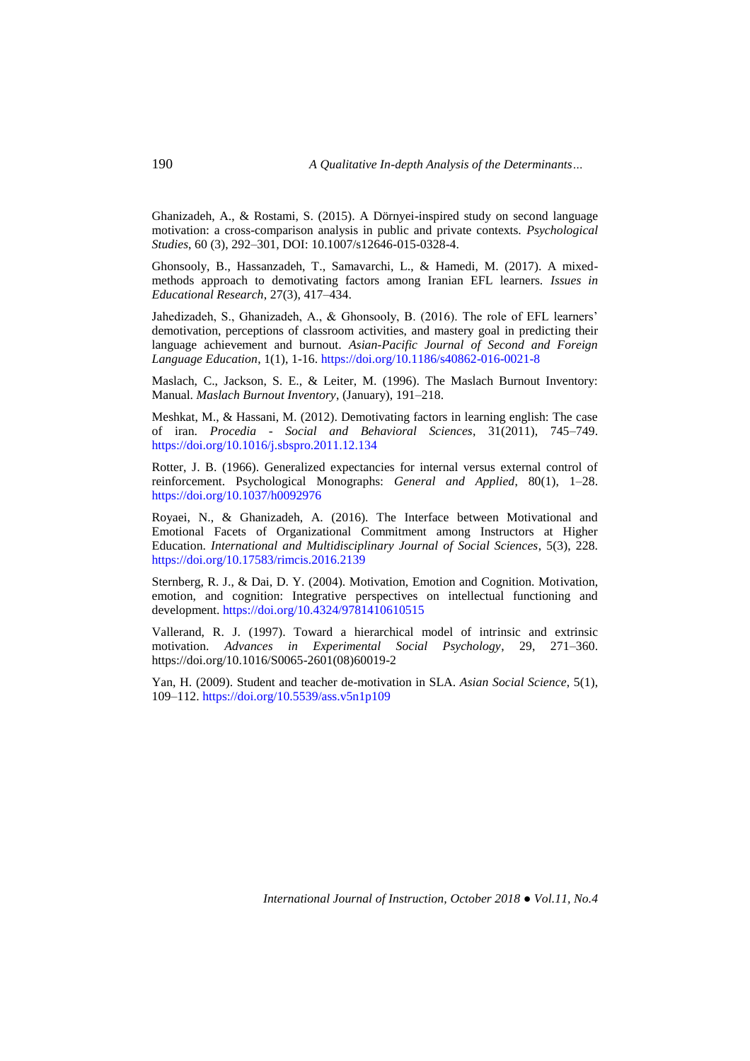Ghanizadeh, A., & Rostami, S. (2015). A Dörnyei-inspired study on second language motivation: a cross-comparison analysis in public and private contexts. *Psychological Studies*, 60 (3), 292–301, DOI: 10.1007/s12646-015-0328-4.

Ghonsooly, B., Hassanzadeh, T., Samavarchi, L., & Hamedi, M. (2017). A mixed-methods approach to demotivating factors among Iranian EFL learners. *Issues in Educational Research*, 27(3), 417–434.

Jahedizadeh, S., Ghanizadeh, A., & Ghonsooly, B. (2016). The role of EFL learners' demotivation, perceptions of classroom activities, and mastery goal in predicting their language achievement and burnout. *Asian-Pacific Journal of Second and Foreign Language Education*, 1(1), 1-16. https://doi.org/10.1186/s40862-016-0021-8

Maslach, C., Jackson, S. E., & Leiter, M. (1996). The Maslach Burnout Inventory: Manual. *Maslach Burnout Inventory*, (January), 191–218.

Meshkat, M., & Hassani, M. (2012). Demotivating factors in learning english: The case of iran. *Procedia - Social and Behavioral Sciences*, 31(2011), 745–749. https://doi.org/10.1016/j.sbspro.2011.12.134

Rotter, J. B. (1966). Generalized expectancies for internal versus external control of reinforcement. Psychological Monographs: *General and Applied*, 80(1), 1–28. https://doi.org/10.1037/h0092976

Royaei, N., & Ghanizadeh, A. (2016). The Interface between Motivational and Emotional Facets of Organizational Commitment among Instructors at Higher Education. *International and Multidisciplinary Journal of Social Sciences*, 5(3), 228. https://doi.org/10.17583/rimcis.2016.2139

Sternberg, R. J., & Dai, D. Y. (2004). Motivation, Emotion and Cognition. Motivation, emotion, and cognition: Integrative perspectives on intellectual functioning and development. https://doi.org/10.4324/9781410610515

Vallerand, R. J. (1997). Toward a hierarchical model of intrinsic and extrinsic motivation. *Advances in Experimental Social Psychology*, 29, 271–360. https://doi.org/10.1016/S0065-2601(08)60019-2

Yan, H. (2009). Student and teacher de-motivation in SLA. *Asian Social Science*, 5(1), 109–112. https://doi.org/10.5539/ass.v5n1p109